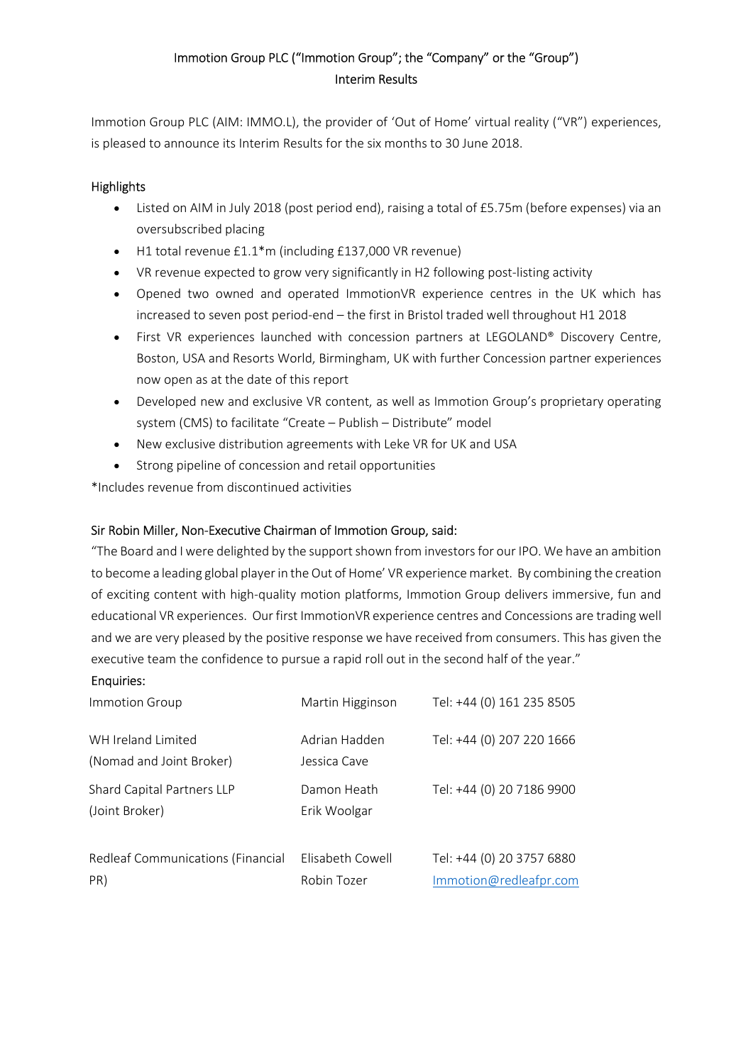# Immotion Group PLC ("Immotion Group"; the "Company" or the "Group")
## Interim Results

Immotion Group PLC (AIM: IMMO.L), the provider of 'Out of Home' virtual reality ("VR") experiences, is pleased to announce its Interim Results for the six months to 30 June 2018.

### Highlights

- Listed on AIM in July 2018 (post period end), raising a total of £5.75m (before expenses) via an oversubscribed placing
- H1 total revenue £1.1*m (including £137,000 VR revenue)
- VR revenue expected to grow very significantly in H2 following post-listing activity
- Opened two owned and operated ImmotionVR experience centres in the UK which has increased to seven post period-end – the first in Bristol traded well throughout H1 2018
- First VR experiences launched with concession partners at LEGOLAND® Discovery Centre, Boston, USA and Resorts World, Birmingham, UK with further Concession partner experiences now open as at the date of this report
- Developed new and exclusive VR content, as well as Immotion Group's proprietary operating system (CMS) to facilitate "Create – Publish – Distribute" model
- New exclusive distribution agreements with Leke VR for UK and USA
- Strong pipeline of concession and retail opportunities

*Includes revenue from discontinued activities

### Sir Robin Miller, Non-Executive Chairman of Immotion Group, said:

"The Board and I were delighted by the support shown from investors for our IPO. We have an ambition to become a leading global player in the Out of Home' VR experience market. By combining the creation of exciting content with high-quality motion platforms, Immotion Group delivers immersive, fun and educational VR experiences. Our first ImmotionVR experience centres and Concessions are trading well and we are very pleased by the positive response we have received from consumers. This has given the executive team the confidence to pursue a rapid roll out in the second half of the year."

### Enquiries:

| | | |
|---|---|---|
| Immotion Group | Martin Higginson | Tel: +44 (0) 161 235 8505 |
| WH Ireland Limited (Nomad and Joint Broker) | Adrian Hadden<br>Jessica Cave | Tel: +44 (0) 207 220 1666 |
| Shard Capital Partners LLP (Joint Broker) | Damon Heath<br>Erik Woolgar | Tel: +44 (0) 20 7186 9900 |
| Redleaf Communications (Financial PR) | Elisabeth Cowell<br>Robin Tozer | Tel: +44 (0) 20 3757 6880<br>Immotion@redleafpr.com |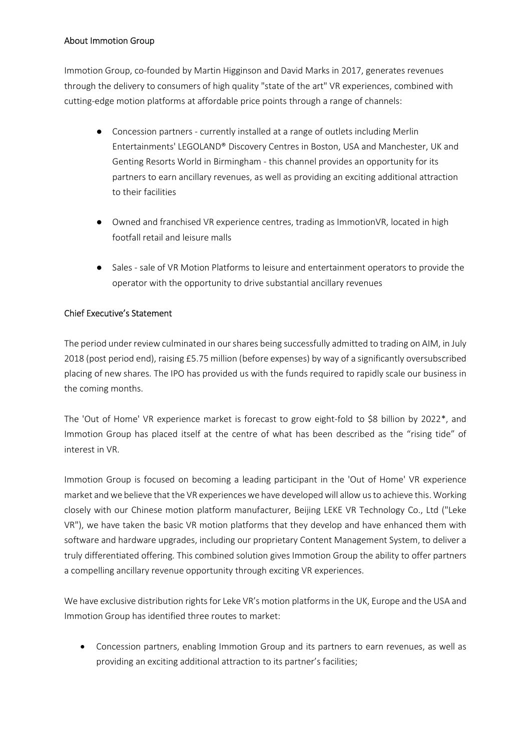## About Immotion Group

Immotion Group, co-founded by Martin Higginson and David Marks in 2017, generates revenues through the delivery to consumers of high quality "state of the art" VR experiences, combined with cutting-edge motion platforms at affordable price points through a range of channels:

- Concession partners - currently installed at a range of outlets including Merlin Entertainments' LEGOLAND® Discovery Centres in Boston, USA and Manchester, UK and Genting Resorts World in Birmingham - this channel provides an opportunity for its partners to earn ancillary revenues, as well as providing an exciting additional attraction to their facilities
- Owned and franchised VR experience centres, trading as ImmotionVR, located in high footfall retail and leisure malls
- Sales - sale of VR Motion Platforms to leisure and entertainment operators to provide the operator with the opportunity to drive substantial ancillary revenues

## Chief Executive's Statement

The period under review culminated in our shares being successfully admitted to trading on AIM, in July 2018 (post period end), raising £5.75 million (before expenses) by way of a significantly oversubscribed placing of new shares. The IPO has provided us with the funds required to rapidly scale our business in the coming months.

The 'Out of Home' VR experience market is forecast to grow eight-fold to $8 billion by 2022*, and Immotion Group has placed itself at the centre of what has been described as the "rising tide" of interest in VR.

Immotion Group is focused on becoming a leading participant in the 'Out of Home' VR experience market and we believe that the VR experiences we have developed will allow us to achieve this. Working closely with our Chinese motion platform manufacturer, Beijing LEKE VR Technology Co., Ltd ("Leke VR"), we have taken the basic VR motion platforms that they develop and have enhanced them with software and hardware upgrades, including our proprietary Content Management System, to deliver a truly differentiated offering. This combined solution gives Immotion Group the ability to offer partners a compelling ancillary revenue opportunity through exciting VR experiences.

We have exclusive distribution rights for Leke VR's motion platforms in the UK, Europe and the USA and Immotion Group has identified three routes to market:

- Concession partners, enabling Immotion Group and its partners to earn revenues, as well as providing an exciting additional attraction to its partner's facilities;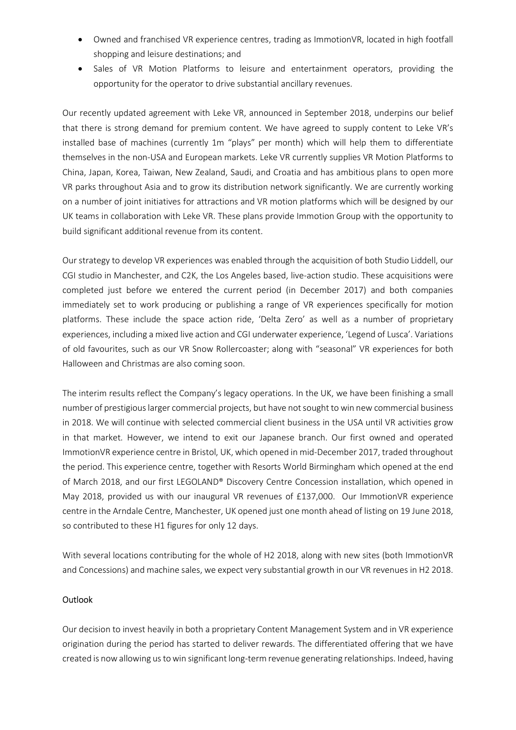- Owned and franchised VR experience centres, trading as ImmotionVR, located in high footfall shopping and leisure destinations; and
- Sales of VR Motion Platforms to leisure and entertainment operators, providing the opportunity for the operator to drive substantial ancillary revenues.

Our recently updated agreement with Leke VR, announced in September 2018, underpins our belief that there is strong demand for premium content. We have agreed to supply content to Leke VR's installed base of machines (currently 1m "plays" per month) which will help them to differentiate themselves in the non-USA and European markets. Leke VR currently supplies VR Motion Platforms to China, Japan, Korea, Taiwan, New Zealand, Saudi, and Croatia and has ambitious plans to open more VR parks throughout Asia and to grow its distribution network significantly. We are currently working on a number of joint initiatives for attractions and VR motion platforms which will be designed by our UK teams in collaboration with Leke VR. These plans provide Immotion Group with the opportunity to build significant additional revenue from its content.

Our strategy to develop VR experiences was enabled through the acquisition of both Studio Liddell, our CGI studio in Manchester, and C2K, the Los Angeles based, live-action studio. These acquisitions were completed just before we entered the current period (in December 2017) and both companies immediately set to work producing or publishing a range of VR experiences specifically for motion platforms. These include the space action ride, 'Delta Zero' as well as a number of proprietary experiences, including a mixed live action and CGI underwater experience, 'Legend of Lusca'. Variations of old favourites, such as our VR Snow Rollercoaster; along with "seasonal" VR experiences for both Halloween and Christmas are also coming soon.

The interim results reflect the Company's legacy operations. In the UK, we have been finishing a small number of prestigious larger commercial projects, but have not sought to win new commercial business in 2018. We will continue with selected commercial client business in the USA until VR activities grow in that market. However, we intend to exit our Japanese branch. Our first owned and operated ImmotionVR experience centre in Bristol, UK, which opened in mid-December 2017, traded throughout the period. This experience centre, together with Resorts World Birmingham which opened at the end of March 2018, and our first LEGOLAND® Discovery Centre Concession installation, which opened in May 2018, provided us with our inaugural VR revenues of £137,000. Our ImmotionVR experience centre in the Arndale Centre, Manchester, UK opened just one month ahead of listing on 19 June 2018, so contributed to these H1 figures for only 12 days.

With several locations contributing for the whole of H2 2018, along with new sites (both ImmotionVR and Concessions) and machine sales, we expect very substantial growth in our VR revenues in H2 2018.

## Outlook

Our decision to invest heavily in both a proprietary Content Management System and in VR experience origination during the period has started to deliver rewards. The differentiated offering that we have created is now allowing us to win significant long-term revenue generating relationships. Indeed, having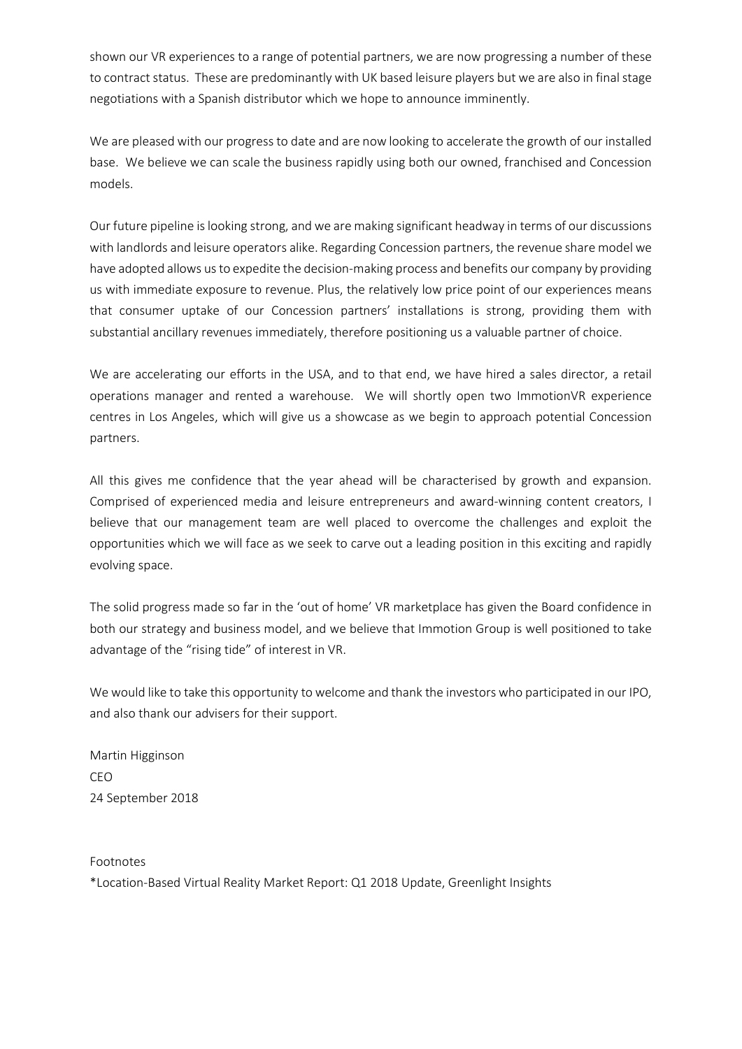shown our VR experiences to a range of potential partners, we are now progressing a number of these to contract status. These are predominantly with UK based leisure players but we are also in final stage negotiations with a Spanish distributor which we hope to announce imminently.

We are pleased with our progress to date and are now looking to accelerate the growth of our installed base. We believe we can scale the business rapidly using both our owned, franchised and Concession models.

Our future pipeline is looking strong, and we are making significant headway in terms of our discussions with landlords and leisure operators alike. Regarding Concession partners, the revenue share model we have adopted allows us to expedite the decision-making process and benefits our company by providing us with immediate exposure to revenue. Plus, the relatively low price point of our experiences means that consumer uptake of our Concession partners' installations is strong, providing them with substantial ancillary revenues immediately, therefore positioning us a valuable partner of choice.

We are accelerating our efforts in the USA, and to that end, we have hired a sales director, a retail operations manager and rented a warehouse. We will shortly open two ImmotionVR experience centres in Los Angeles, which will give us a showcase as we begin to approach potential Concession partners.

All this gives me confidence that the year ahead will be characterised by growth and expansion. Comprised of experienced media and leisure entrepreneurs and award-winning content creators, I believe that our management team are well placed to overcome the challenges and exploit the opportunities which we will face as we seek to carve out a leading position in this exciting and rapidly evolving space.

The solid progress made so far in the 'out of home' VR marketplace has given the Board confidence in both our strategy and business model, and we believe that Immotion Group is well positioned to take advantage of the "rising tide" of interest in VR.

We would like to take this opportunity to welcome and thank the investors who participated in our IPO, and also thank our advisers for their support.

Martin Higginson
CEO
24 September 2018

Footnotes

*Location-Based Virtual Reality Market Report: Q1 2018 Update, Greenlight Insights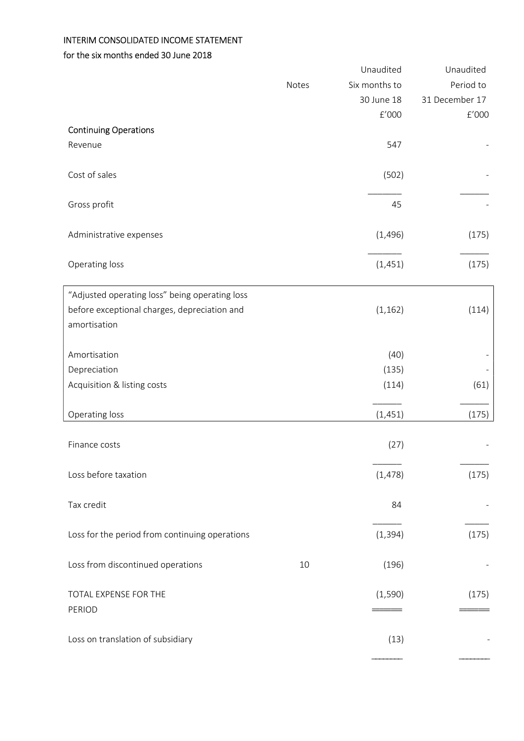INTERIM CONSOLIDATED INCOME STATEMENT

for the six months ended 30 June 2018

| | Notes | Unaudited Six months to 30 June 18 £'000 | Unaudited Period to 31 December 17 £'000 |
|---|---|---|---|
| **Continuing Operations** | | | |
| Revenue | | 547 | - |
| Cost of sales | | (502) | - |
| Gross profit | | 45 | - |
| Administrative expenses | | (1,496) | (175) |
| Operating loss | | (1,451) | (175) |
| "Adjusted operating loss" being operating loss before exceptional charges, depreciation and amortisation | | (1,162) | (114) |
| Amortisation | | (40) | - |
| Depreciation | | (135) | - |
| Acquisition & listing costs | | (114) | (61) |
| Operating loss | | (1,451) | (175) |
| Finance costs | | (27) | - |
| Loss before taxation | | (1,478) | (175) |
| Tax credit | | 84 | - |
| Loss for the period from continuing operations | | (1,394) | (175) |
| Loss from discontinued operations | 10 | (196) | - |
| TOTAL EXPENSE FOR THE PERIOD | | (1,590) | (175) |
| Loss on translation of subsidiary | | (13) | - |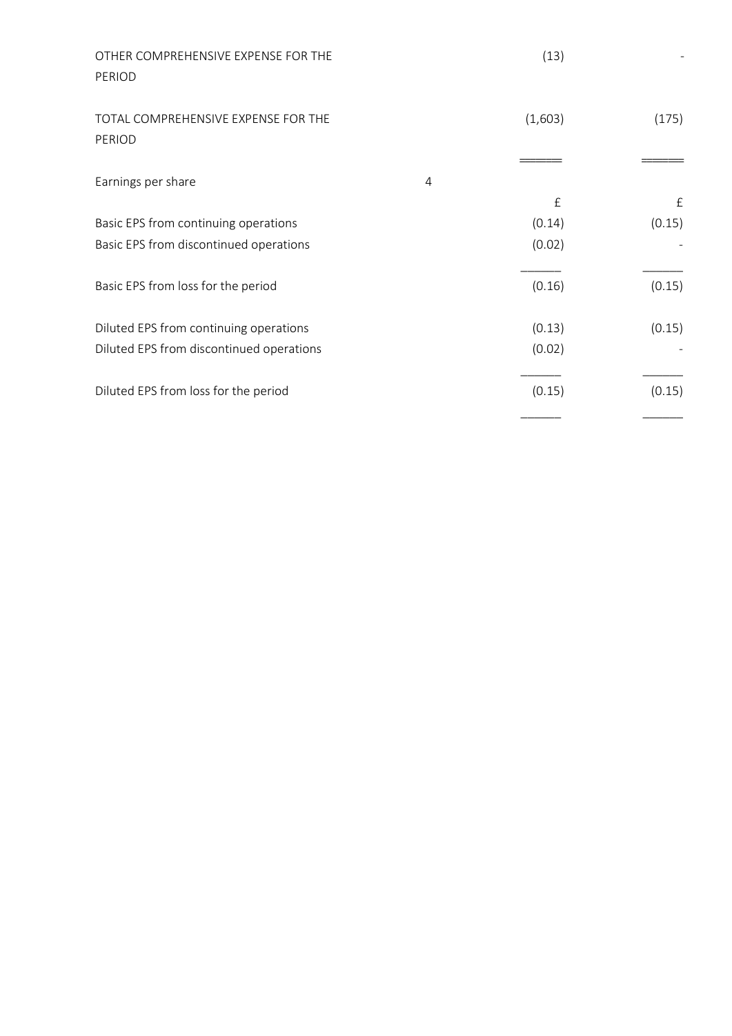| | Note | | |
|---|---|---|---|
| OTHER COMPREHENSIVE EXPENSE FOR THE PERIOD | | (13) | - |
| TOTAL COMPREHENSIVE EXPENSE FOR THE PERIOD | | (1,603) | (175) |
| Earnings per share | 4 | | |
| | | £ | £ |
| Basic EPS from continuing operations | | (0.14) | (0.15) |
| Basic EPS from discontinued operations | | (0.02) | - |
| Basic EPS from loss for the period | | (0.16) | (0.15) |
| Diluted EPS from continuing operations | | (0.13) | (0.15) |
| Diluted EPS from discontinued operations | | (0.02) | - |
| Diluted EPS from loss for the period | | (0.15) | (0.15) |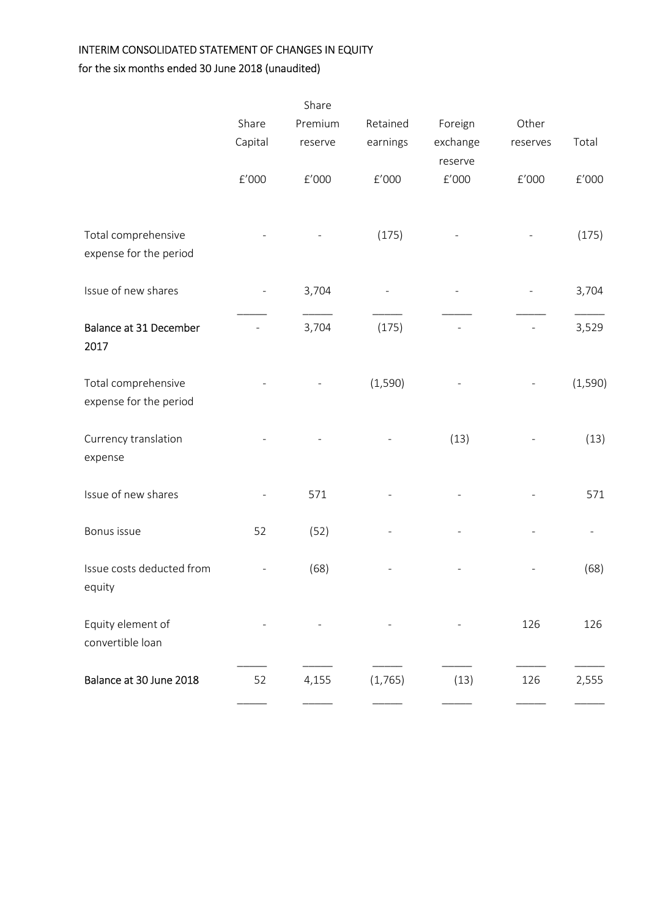INTERIM CONSOLIDATED STATEMENT OF CHANGES IN EQUITY
for the six months ended 30 June 2018 (unaudited)

| | Share Capital | Share Premium reserve | Retained earnings | Foreign exchange reserve | Other reserves | Total |
|---|---|---|---|---|---|---|
| | £'000 | £'000 | £'000 | £'000 | £'000 | £'000 |
| Total comprehensive expense for the period | - | - | (175) | - | - | (175) |
| Issue of new shares | - | 3,704 | - | - | - | 3,704 |
| **Balance at 31 December 2017** | - | 3,704 | (175) | - | - | 3,529 |
| Total comprehensive expense for the period | - | - | (1,590) | - | - | (1,590) |
| Currency translation expense | - | - | - | (13) | - | (13) |
| Issue of new shares | - | 571 | - | - | - | 571 |
| Bonus issue | 52 | (52) | - | - | - | - |
| Issue costs deducted from equity | - | (68) | - | - | - | (68) |
| Equity element of convertible loan | - | - | - | - | 126 | 126 |
| **Balance at 30 June 2018** | 52 | 4,155 | (1,765) | (13) | 126 | 2,555 |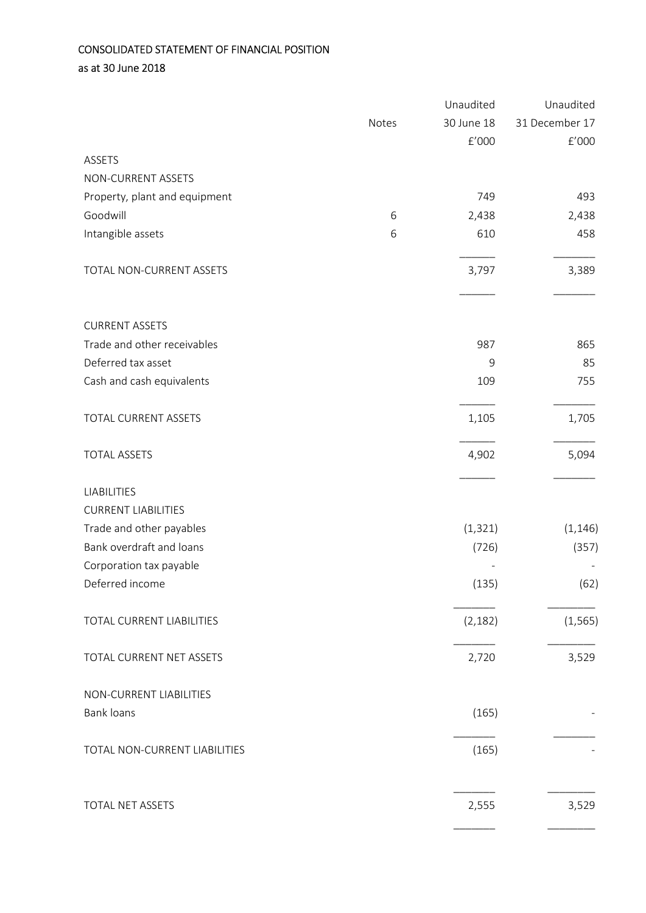CONSOLIDATED STATEMENT OF FINANCIAL POSITION
as at 30 June 2018

| | Notes | Unaudited 30 June 18 £'000 | Unaudited 31 December 17 £'000 |
|---|---|---|---|
| ASSETS | | | |
| NON-CURRENT ASSETS | | | |
| Property, plant and equipment | | 749 | 493 |
| Goodwill | 6 | 2,438 | 2,438 |
| Intangible assets | 6 | 610 | 458 |
| TOTAL NON-CURRENT ASSETS | | 3,797 | 3,389 |
| CURRENT ASSETS | | | |
| Trade and other receivables | | 987 | 865 |
| Deferred tax asset | | 9 | 85 |
| Cash and cash equivalents | | 109 | 755 |
| TOTAL CURRENT ASSETS | | 1,105 | 1,705 |
| TOTAL ASSETS | | 4,902 | 5,094 |
| LIABILITIES | | | |
| CURRENT LIABILITIES | | | |
| Trade and other payables | | (1,321) | (1,146) |
| Bank overdraft and loans | | (726) | (357) |
| Corporation tax payable | | - | - |
| Deferred income | | (135) | (62) |
| TOTAL CURRENT LIABILITIES | | (2,182) | (1,565) |
| TOTAL CURRENT NET ASSETS | | 2,720 | 3,529 |
| NON-CURRENT LIABILITIES | | | |
| Bank loans | | (165) | - |
| TOTAL NON-CURRENT LIABILITIES | | (165) | - |
| TOTAL NET ASSETS | | 2,555 | 3,529 |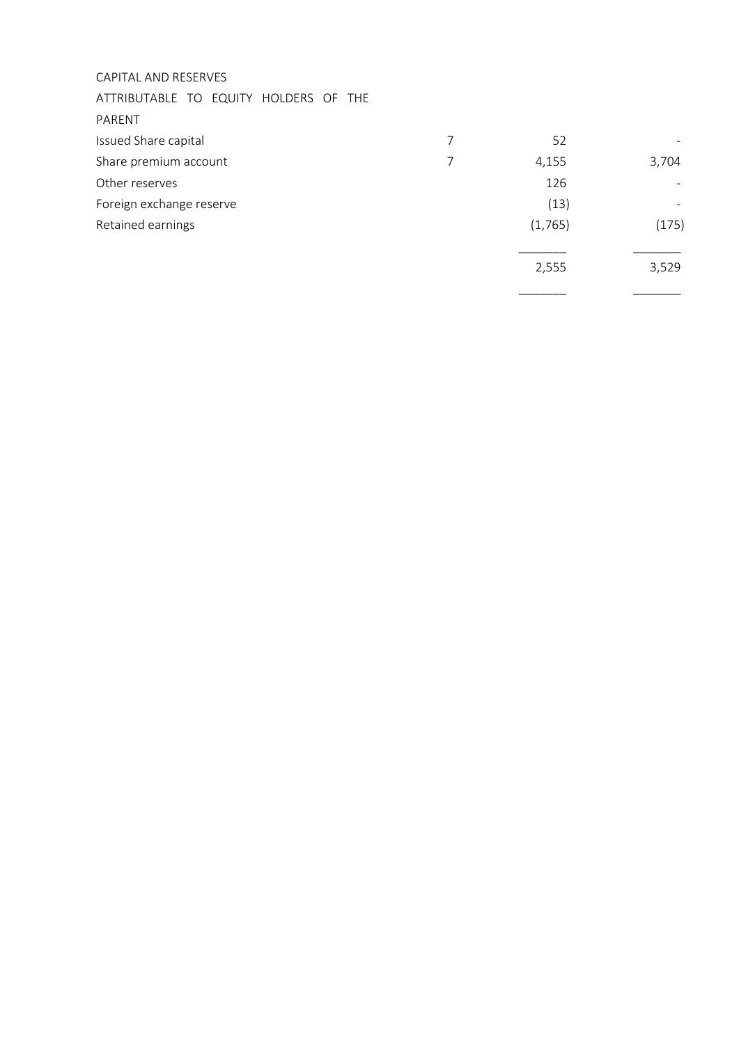| CAPITAL AND RESERVES | | | |
|---|---|---|---|
| ATTRIBUTABLE TO EQUITY HOLDERS OF THE PARENT | | | |
| Issued Share capital | 7 | 52 | - |
| Share premium account | 7 | 4,155 | 3,704 |
| Other reserves | | 126 | - |
| Foreign exchange reserve | | (13) | - |
| Retained earnings | | (1,765) | (175) |
| | | 2,555 | 3,529 |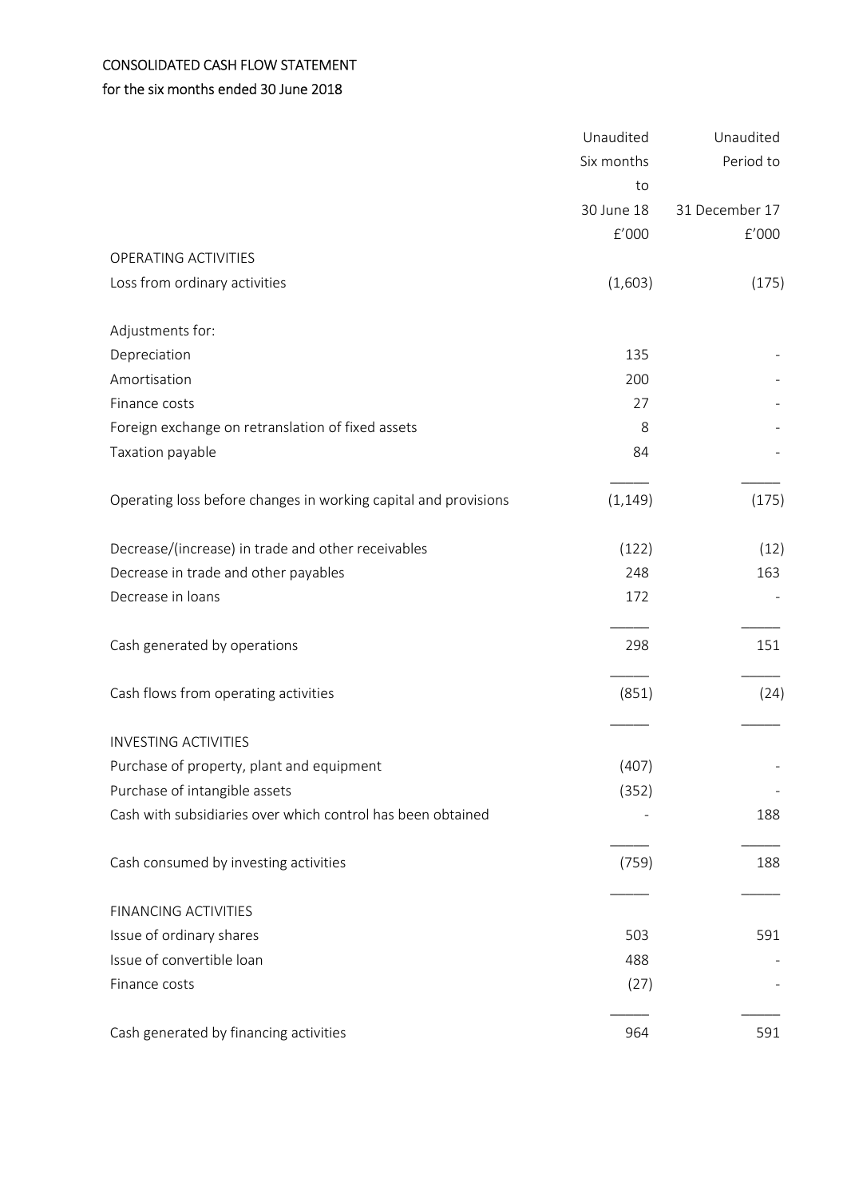CONSOLIDATED CASH FLOW STATEMENT

for the six months ended 30 June 2018

| | Unaudited Six months to 30 June 18 £'000 | Unaudited Period to 31 December 17 £'000 |
|---|---|---|
| OPERATING ACTIVITIES | | |
| Loss from ordinary activities | (1,603) | (175) |
| | | |
| Adjustments for: | | |
| Depreciation | 135 | - |
| Amortisation | 200 | - |
| Finance costs | 27 | - |
| Foreign exchange on retranslation of fixed assets | 8 | - |
| Taxation payable | 84 | - |
| Operating loss before changes in working capital and provisions | (1,149) | (175) |
| | | |
| Decrease/(increase) in trade and other receivables | (122) | (12) |
| Decrease in trade and other payables | 248 | 163 |
| Decrease in loans | 172 | - |
| Cash generated by operations | 298 | 151 |
| Cash flows from operating activities | (851) | (24) |
| | | |
| INVESTING ACTIVITIES | | |
| Purchase of property, plant and equipment | (407) | - |
| Purchase of intangible assets | (352) | - |
| Cash with subsidiaries over which control has been obtained | - | 188 |
| Cash consumed by investing activities | (759) | 188 |
| | | |
| FINANCING ACTIVITIES | | |
| Issue of ordinary shares | 503 | 591 |
| Issue of convertible loan | 488 | - |
| Finance costs | (27) | - |
| Cash generated by financing activities | 964 | 591 |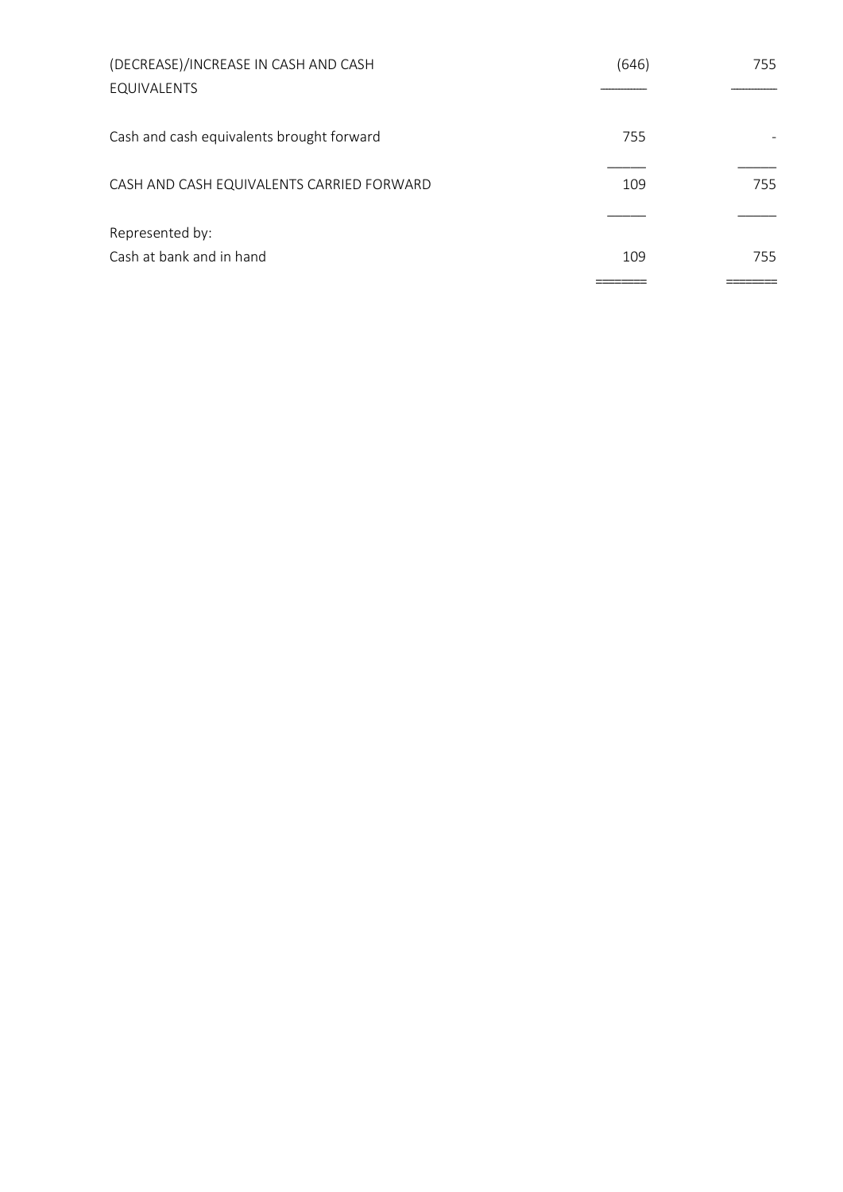| | | |
|---|---|---|
| (DECREASE)/INCREASE IN CASH AND CASH EQUIVALENTS | (646) | 755 |
| Cash and cash equivalents brought forward | 755 | - |
| CASH AND CASH EQUIVALENTS CARRIED FORWARD | 109 | 755 |
| Represented by: | | |
| Cash at bank and in hand | 109 | 755 |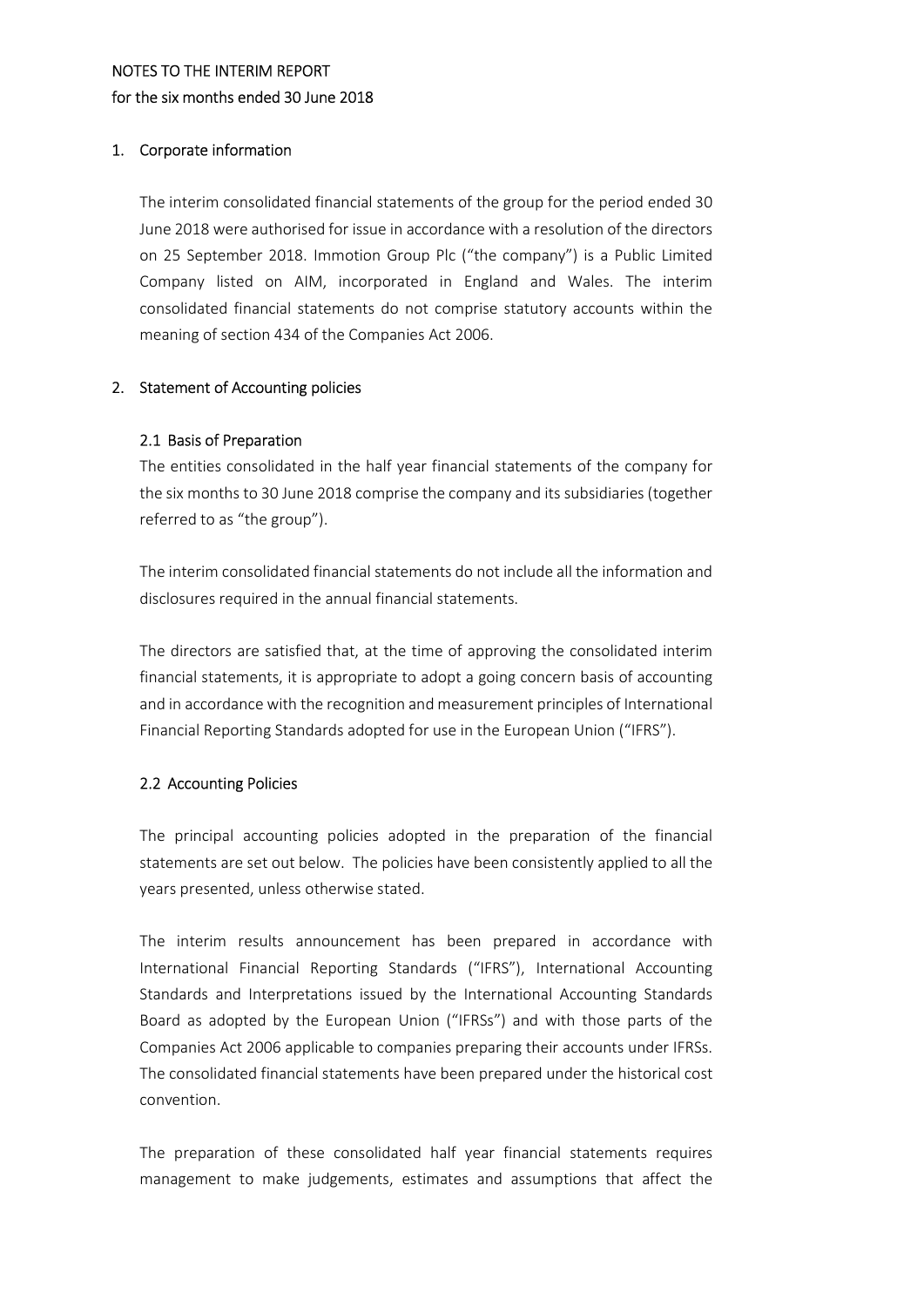# NOTES TO THE INTERIM REPORT

## for the six months ended 30 June 2018

### 1. Corporate information

The interim consolidated financial statements of the group for the period ended 30 June 2018 were authorised for issue in accordance with a resolution of the directors on 25 September 2018. Immotion Group Plc ("the company") is a Public Limited Company listed on AIM, incorporated in England and Wales. The interim consolidated financial statements do not comprise statutory accounts within the meaning of section 434 of the Companies Act 2006.

### 2. Statement of Accounting policies

#### 2.1 Basis of Preparation

The entities consolidated in the half year financial statements of the company for the six months to 30 June 2018 comprise the company and its subsidiaries (together referred to as "the group").

The interim consolidated financial statements do not include all the information and disclosures required in the annual financial statements.

The directors are satisfied that, at the time of approving the consolidated interim financial statements, it is appropriate to adopt a going concern basis of accounting and in accordance with the recognition and measurement principles of International Financial Reporting Standards adopted for use in the European Union ("IFRS").

#### 2.2 Accounting Policies

The principal accounting policies adopted in the preparation of the financial statements are set out below. The policies have been consistently applied to all the years presented, unless otherwise stated.

The interim results announcement has been prepared in accordance with International Financial Reporting Standards ("IFRS"), International Accounting Standards and Interpretations issued by the International Accounting Standards Board as adopted by the European Union ("IFRSs") and with those parts of the Companies Act 2006 applicable to companies preparing their accounts under IFRSs. The consolidated financial statements have been prepared under the historical cost convention.

The preparation of these consolidated half year financial statements requires management to make judgements, estimates and assumptions that affect the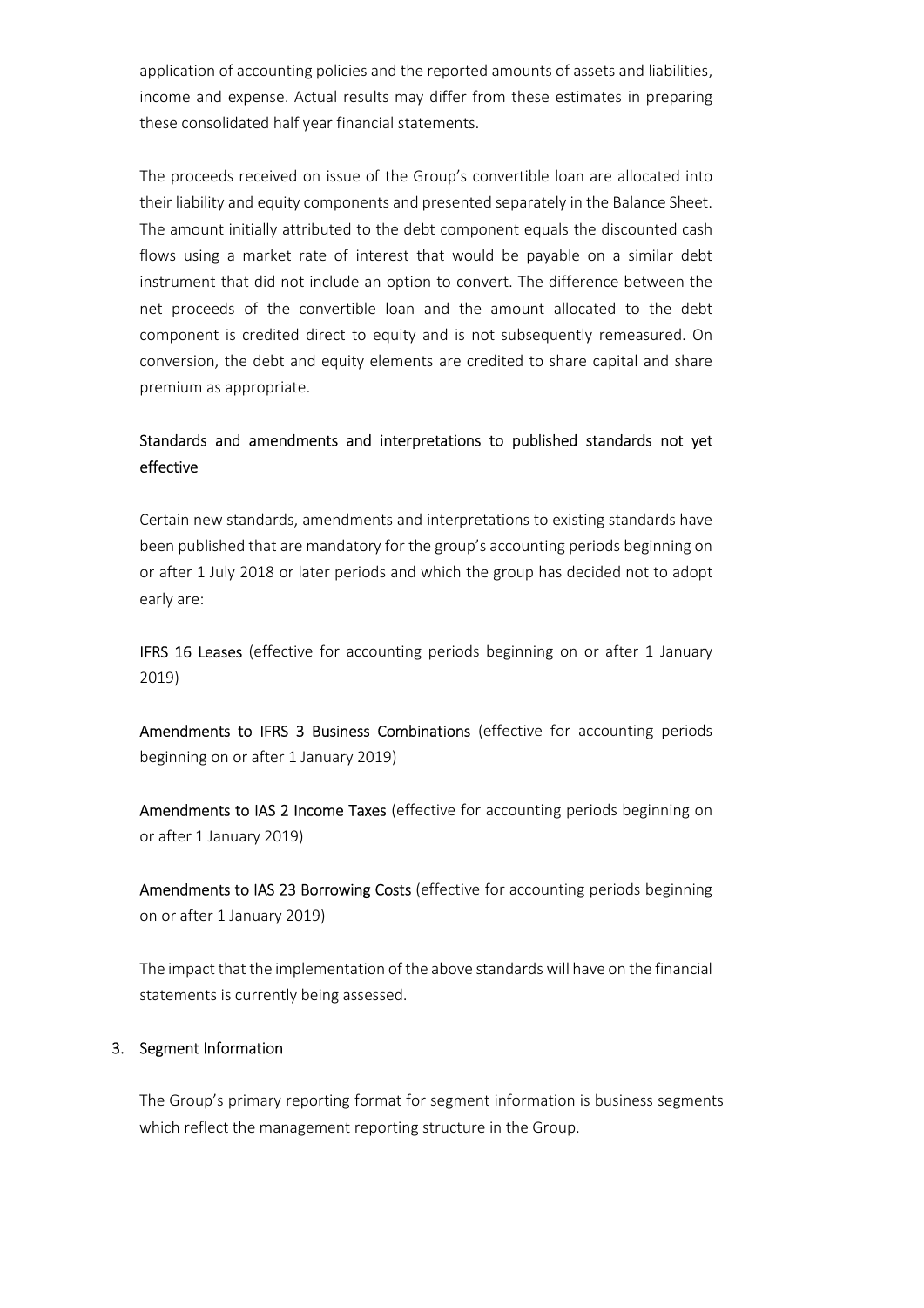application of accounting policies and the reported amounts of assets and liabilities, income and expense. Actual results may differ from these estimates in preparing these consolidated half year financial statements.

The proceeds received on issue of the Group's convertible loan are allocated into their liability and equity components and presented separately in the Balance Sheet. The amount initially attributed to the debt component equals the discounted cash flows using a market rate of interest that would be payable on a similar debt instrument that did not include an option to convert. The difference between the net proceeds of the convertible loan and the amount allocated to the debt component is credited direct to equity and is not subsequently remeasured. On conversion, the debt and equity elements are credited to share capital and share premium as appropriate.

### Standards and amendments and interpretations to published standards not yet effective

Certain new standards, amendments and interpretations to existing standards have been published that are mandatory for the group's accounting periods beginning on or after 1 July 2018 or later periods and which the group has decided not to adopt early are:

**IFRS 16 Leases** (effective for accounting periods beginning on or after 1 January 2019)

**Amendments to IFRS 3 Business Combinations** (effective for accounting periods beginning on or after 1 January 2019)

**Amendments to IAS 2 Income Taxes** (effective for accounting periods beginning on or after 1 January 2019)

**Amendments to IAS 23 Borrowing Costs** (effective for accounting periods beginning on or after 1 January 2019)

The impact that the implementation of the above standards will have on the financial statements is currently being assessed.

## 3. Segment Information

The Group's primary reporting format for segment information is business segments which reflect the management reporting structure in the Group.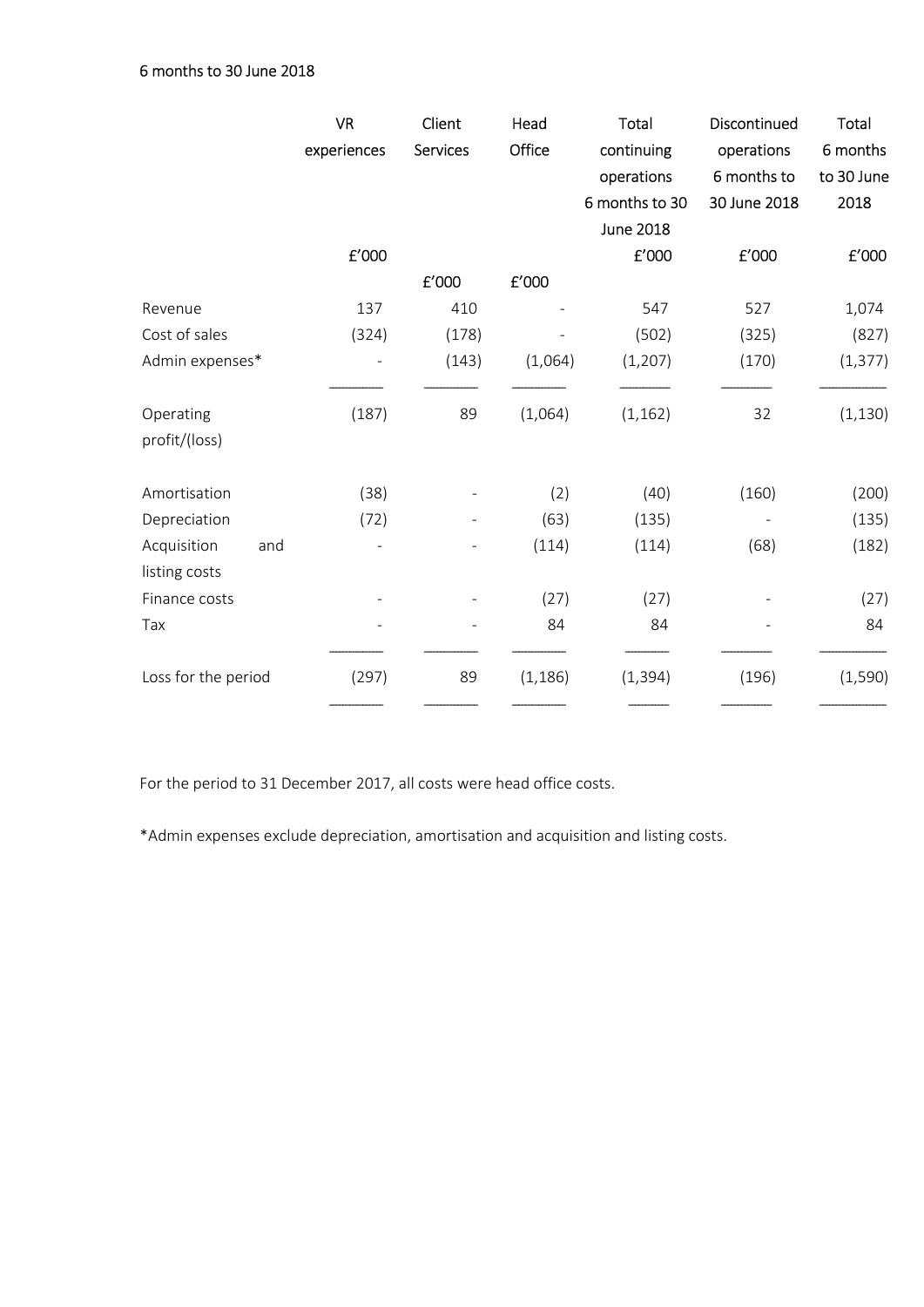6 months to 30 June 2018

| | VR experiences | Client Services | Head Office | Total continuing operations 6 months to 30 June 2018 | Discontinued operations 6 months to 30 June 2018 | Total 6 months to 30 June 2018 |
|---|---|---|---|---|---|---|
| | £'000 | £'000 | £'000 | £'000 | £'000 | £'000 |
| Revenue | 137 | 410 | - | 547 | 527 | 1,074 |
| Cost of sales | (324) | (178) | - | (502) | (325) | (827) |
| Admin expenses* | - | (143) | (1,064) | (1,207) | (170) | (1,377) |
| Operating profit/(loss) | (187) | 89 | (1,064) | (1,162) | 32 | (1,130) |
| Amortisation | (38) | - | (2) | (40) | (160) | (200) |
| Depreciation | (72) | - | (63) | (135) | - | (135) |
| Acquisition and listing costs | - | - | (114) | (114) | (68) | (182) |
| Finance costs | - | - | (27) | (27) | - | (27) |
| Tax | - | - | 84 | 84 | - | 84 |
| Loss for the period | (297) | 89 | (1,186) | (1,394) | (196) | (1,590) |

For the period to 31 December 2017, all costs were head office costs.

*Admin expenses exclude depreciation, amortisation and acquisition and listing costs.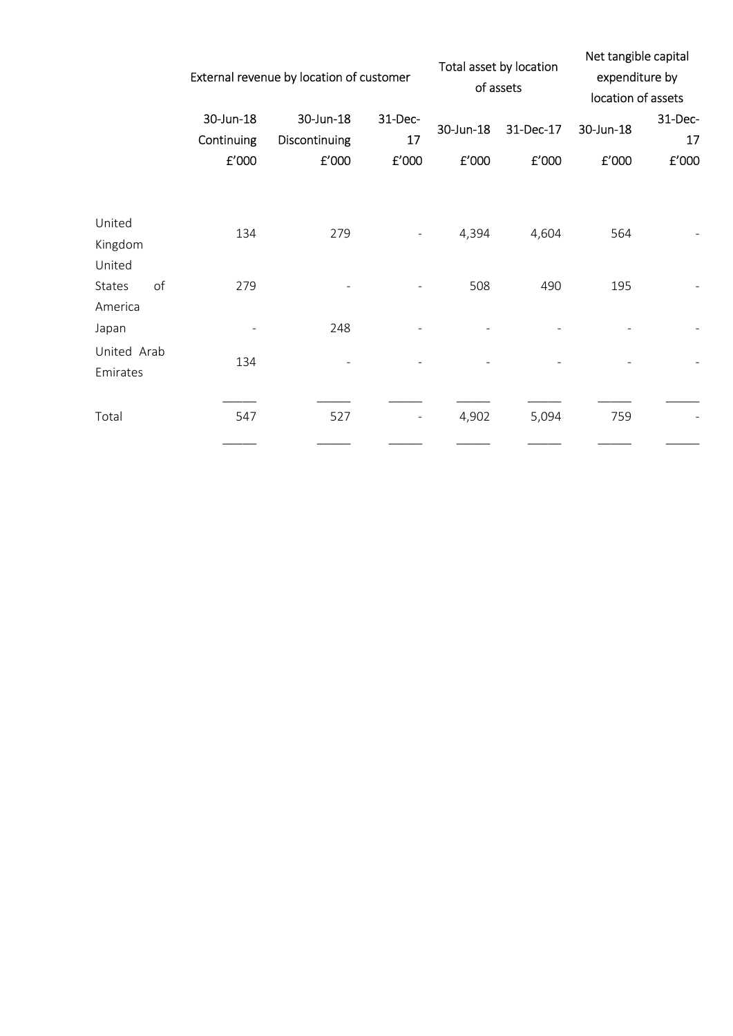| | External revenue by location of customer | | | Total asset by location of assets | | Net tangible capital expenditure by location of assets | |
|---|---|---|---|---|---|---|---|
| | 30-Jun-18 Continuing | 30-Jun-18 Discontinuing | 31-Dec-17 | 30-Jun-18 | 31-Dec-17 | 30-Jun-18 | 31-Dec-17 |
| | £'000 | £'000 | £'000 | £'000 | £'000 | £'000 | £'000 |
| United Kingdom | 134 | 279 | - | 4,394 | 4,604 | 564 | - |
| United States of America | 279 | - | - | 508 | 490 | 195 | - |
| Japan | - | 248 | - | - | - | - | - |
| United Arab Emirates | 134 | - | - | - | - | - | - |
| Total | 547 | 527 | - | 4,902 | 5,094 | 759 | - |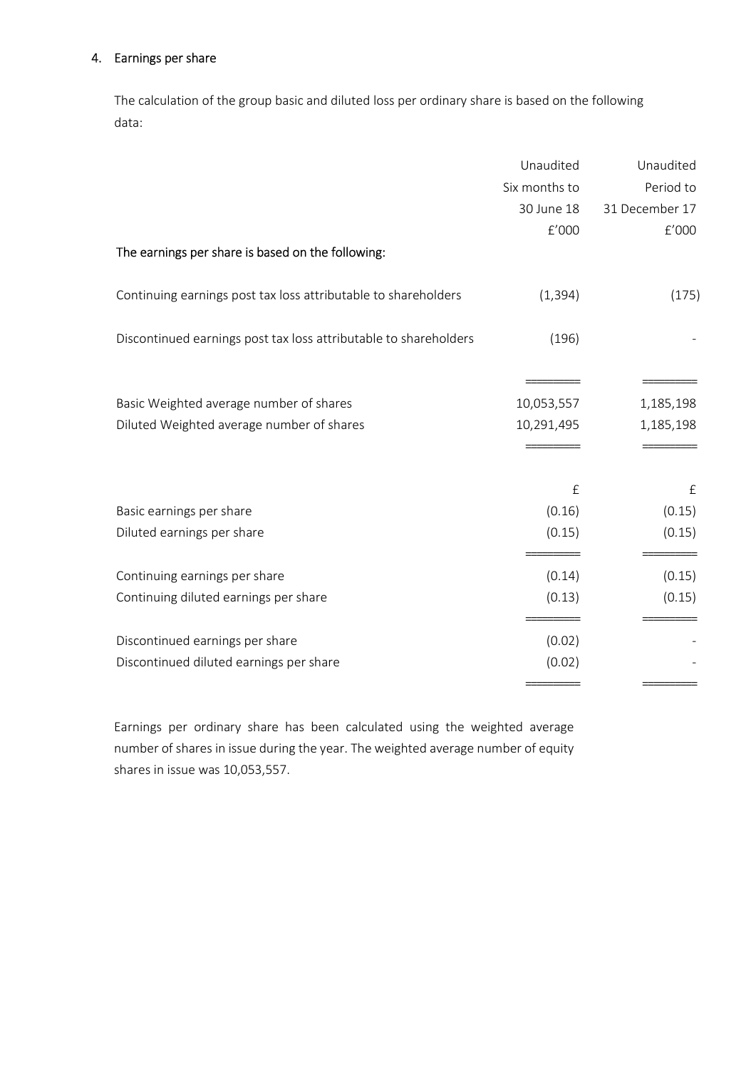## 4. Earnings per share

The calculation of the group basic and diluted loss per ordinary share is based on the following data:

| | Unaudited Six months to 30 June 18 £'000 | Unaudited Period to 31 December 17 £'000 |
|---|---|---|
| **The earnings per share is based on the following:** | | |
| Continuing earnings post tax loss attributable to shareholders | (1,394) | (175) |
| Discontinued earnings post tax loss attributable to shareholders | (196) | - |
| Basic Weighted average number of shares | 10,053,557 | 1,185,198 |
| Diluted Weighted average number of shares | 10,291,495 | 1,185,198 |
| | £ | £ |
| Basic earnings per share | (0.16) | (0.15) |
| Diluted earnings per share | (0.15) | (0.15) |
| Continuing earnings per share | (0.14) | (0.15) |
| Continuing diluted earnings per share | (0.13) | (0.15) |
| Discontinued earnings per share | (0.02) | - |
| Discontinued diluted earnings per share | (0.02) | - |

Earnings per ordinary share has been calculated using the weighted average number of shares in issue during the year. The weighted average number of equity shares in issue was 10,053,557.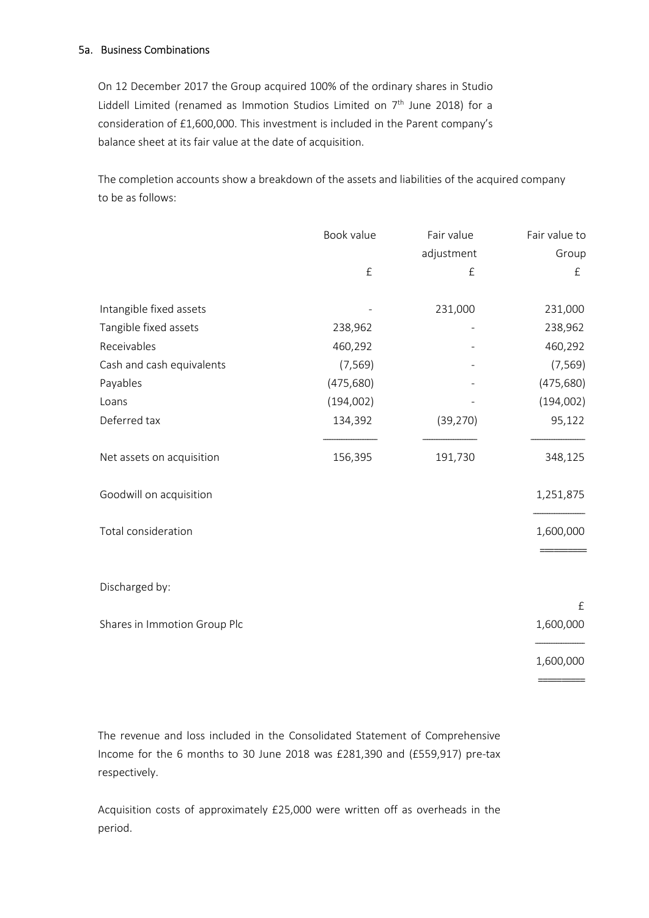### 5a. Business Combinations

On 12 December 2017 the Group acquired 100% of the ordinary shares in Studio Liddell Limited (renamed as Immotion Studios Limited on 7th June 2018) for a consideration of £1,600,000. This investment is included in the Parent company's balance sheet at its fair value at the date of acquisition.

The completion accounts show a breakdown of the assets and liabilities of the acquired company to be as follows:

| | Book value | Fair value adjustment | Fair value to Group |
|---|---|---|---|
| | £ | £ | £ |
| Intangible fixed assets | - | 231,000 | 231,000 |
| Tangible fixed assets | 238,962 | - | 238,962 |
| Receivables | 460,292 | - | 460,292 |
| Cash and cash equivalents | (7,569) | - | (7,569) |
| Payables | (475,680) | - | (475,680) |
| Loans | (194,002) | - | (194,002) |
| Deferred tax | 134,392 | (39,270) | 95,122 |
| Net assets on acquisition | 156,395 | 191,730 | 348,125 |
| Goodwill on acquisition | | | 1,251,875 |
| Total consideration | | | 1,600,000 |

Discharged by:

| | £ |
|---|---|
| Shares in Immotion Group Plc | 1,600,000 |
| | 1,600,000 |

The revenue and loss included in the Consolidated Statement of Comprehensive Income for the 6 months to 30 June 2018 was £281,390 and (£559,917) pre-tax respectively.

Acquisition costs of approximately £25,000 were written off as overheads in the period.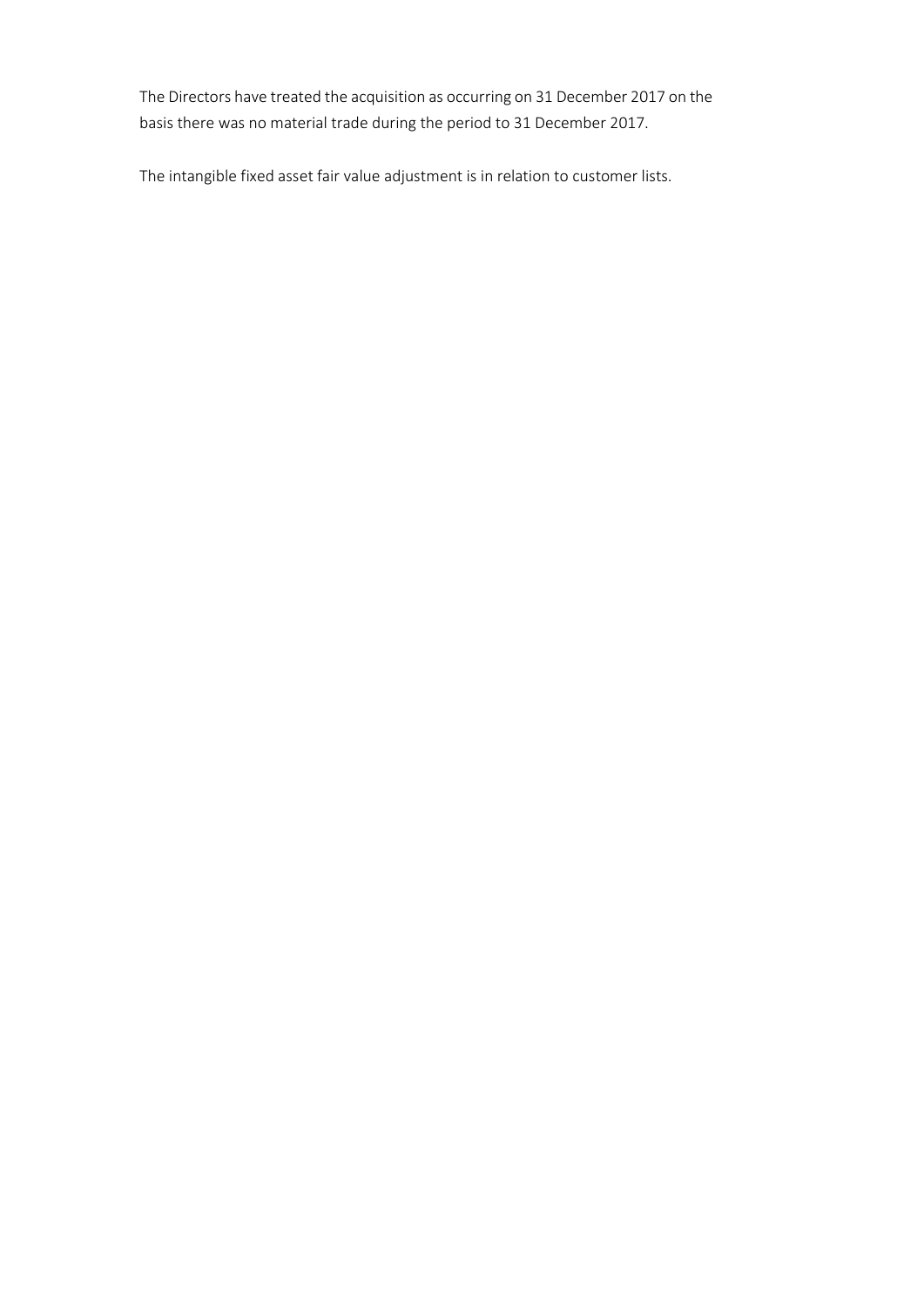The Directors have treated the acquisition as occurring on 31 December 2017 on the basis there was no material trade during the period to 31 December 2017.

The intangible fixed asset fair value adjustment is in relation to customer lists.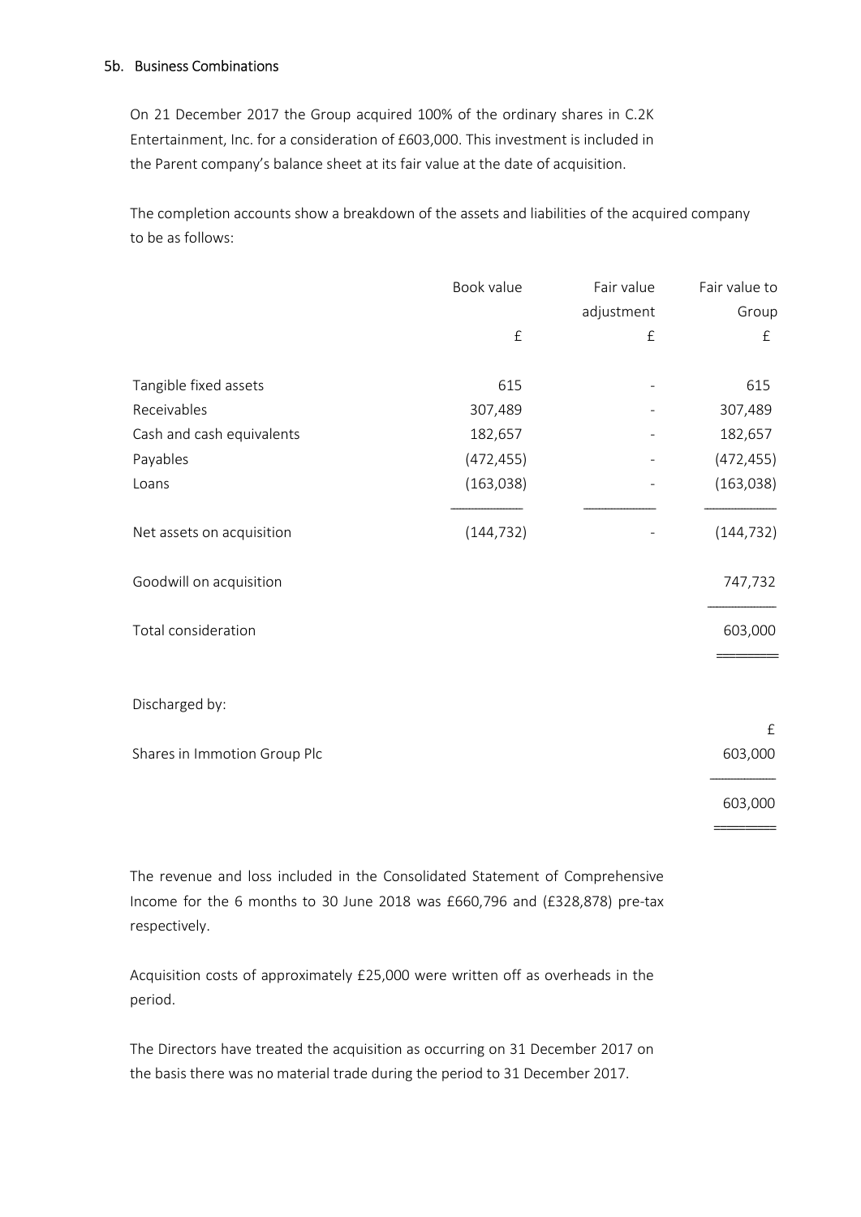### 5b. Business Combinations

On 21 December 2017 the Group acquired 100% of the ordinary shares in C.2K Entertainment, Inc. for a consideration of £603,000. This investment is included in the Parent company's balance sheet at its fair value at the date of acquisition.

The completion accounts show a breakdown of the assets and liabilities of the acquired company to be as follows:

| | Book value | Fair value adjustment | Fair value to Group |
|---|---|---|---|
| | £ | £ | £ |
| Tangible fixed assets | 615 | - | 615 |
| Receivables | 307,489 | - | 307,489 |
| Cash and cash equivalents | 182,657 | - | 182,657 |
| Payables | (472,455) | - | (472,455) |
| Loans | (163,038) | - | (163,038) |
| Net assets on acquisition | (144,732) | - | (144,732) |
| Goodwill on acquisition | | | 747,732 |
| Total consideration | | | 603,000 |

Discharged by:

| | £ |
|---|---|
| Shares in Immotion Group Plc | 603,000 |
| | 603,000 |

The revenue and loss included in the Consolidated Statement of Comprehensive Income for the 6 months to 30 June 2018 was £660,796 and (£328,878) pre-tax respectively.

Acquisition costs of approximately £25,000 were written off as overheads in the period.

The Directors have treated the acquisition as occurring on 31 December 2017 on the basis there was no material trade during the period to 31 December 2017.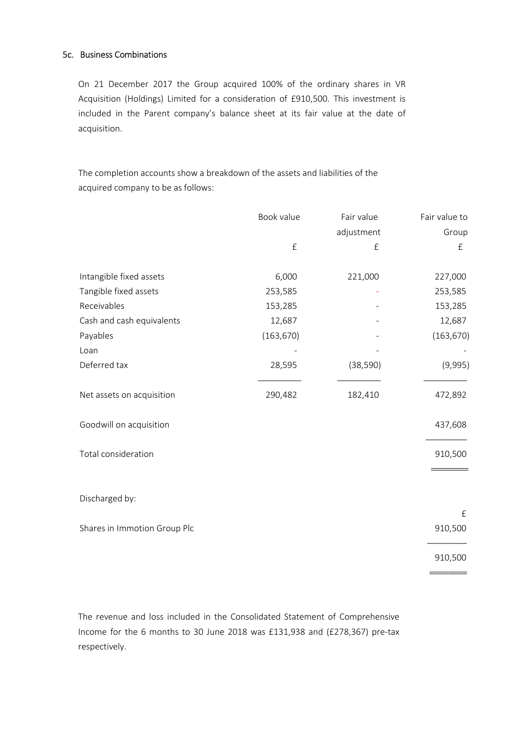### 5c. Business Combinations

On 21 December 2017 the Group acquired 100% of the ordinary shares in VR Acquisition (Holdings) Limited for a consideration of £910,500. This investment is included in the Parent company's balance sheet at its fair value at the date of acquisition.

The completion accounts show a breakdown of the assets and liabilities of the acquired company to be as follows:

| | Book value | Fair value adjustment | Fair value to Group |
|---|---|---|---|
| | £ | £ | £ |
| Intangible fixed assets | 6,000 | 221,000 | 227,000 |
| Tangible fixed assets | 253,585 | - | 253,585 |
| Receivables | 153,285 | - | 153,285 |
| Cash and cash equivalents | 12,687 | - | 12,687 |
| Payables | (163,670) | - | (163,670) |
| Loan | - | - | - |
| Deferred tax | 28,595 | (38,590) | (9,995) |
| Net assets on acquisition | 290,482 | 182,410 | 472,892 |
| Goodwill on acquisition | | | 437,608 |
| Total consideration | | | 910,500 |

| Discharged by: | £ |
|---|---|
| Shares in Immotion Group Plc | 910,500 |
| | 910,500 |

The revenue and loss included in the Consolidated Statement of Comprehensive Income for the 6 months to 30 June 2018 was £131,938 and (£278,367) pre-tax respectively.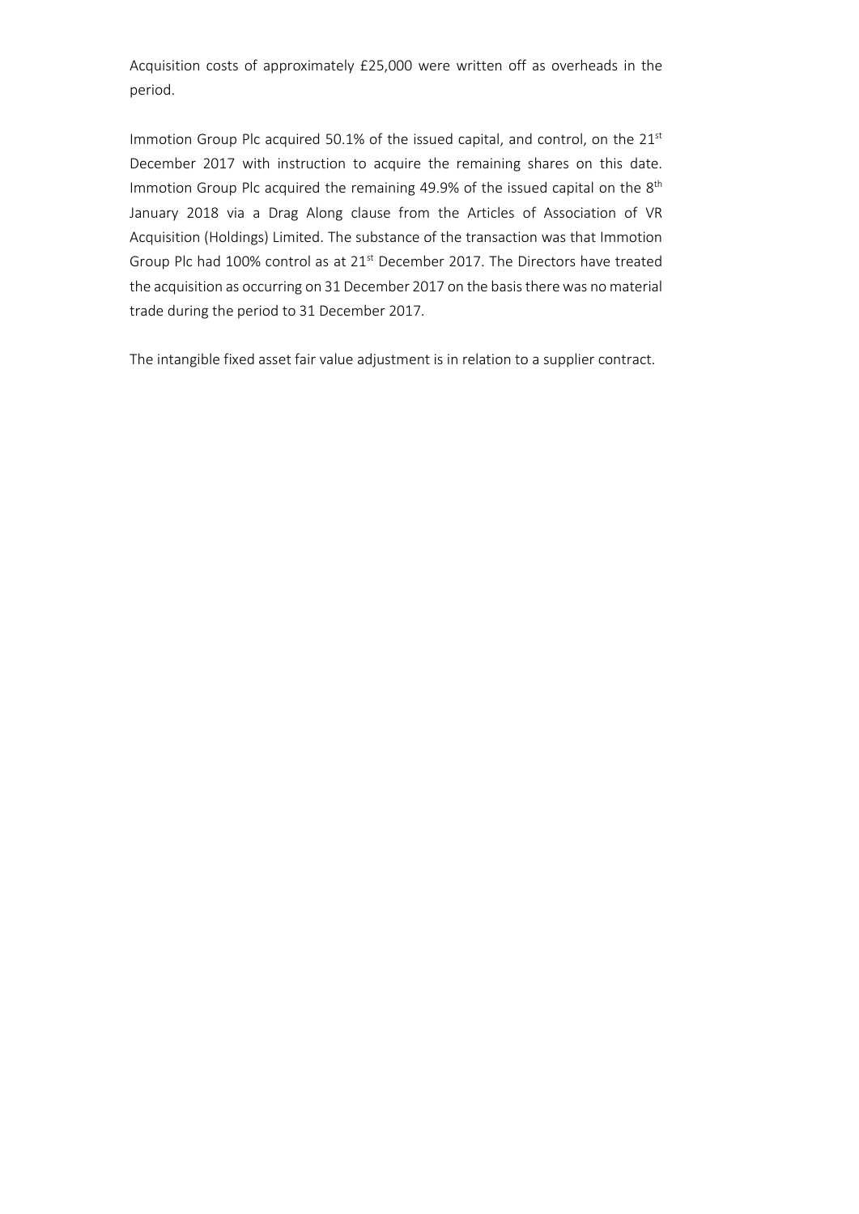Acquisition costs of approximately £25,000 were written off as overheads in the period.

Immotion Group Plc acquired 50.1% of the issued capital, and control, on the 21st December 2017 with instruction to acquire the remaining shares on this date. Immotion Group Plc acquired the remaining 49.9% of the issued capital on the 8th January 2018 via a Drag Along clause from the Articles of Association of VR Acquisition (Holdings) Limited. The substance of the transaction was that Immotion Group Plc had 100% control as at 21st December 2017. The Directors have treated the acquisition as occurring on 31 December 2017 on the basis there was no material trade during the period to 31 December 2017.

The intangible fixed asset fair value adjustment is in relation to a supplier contract.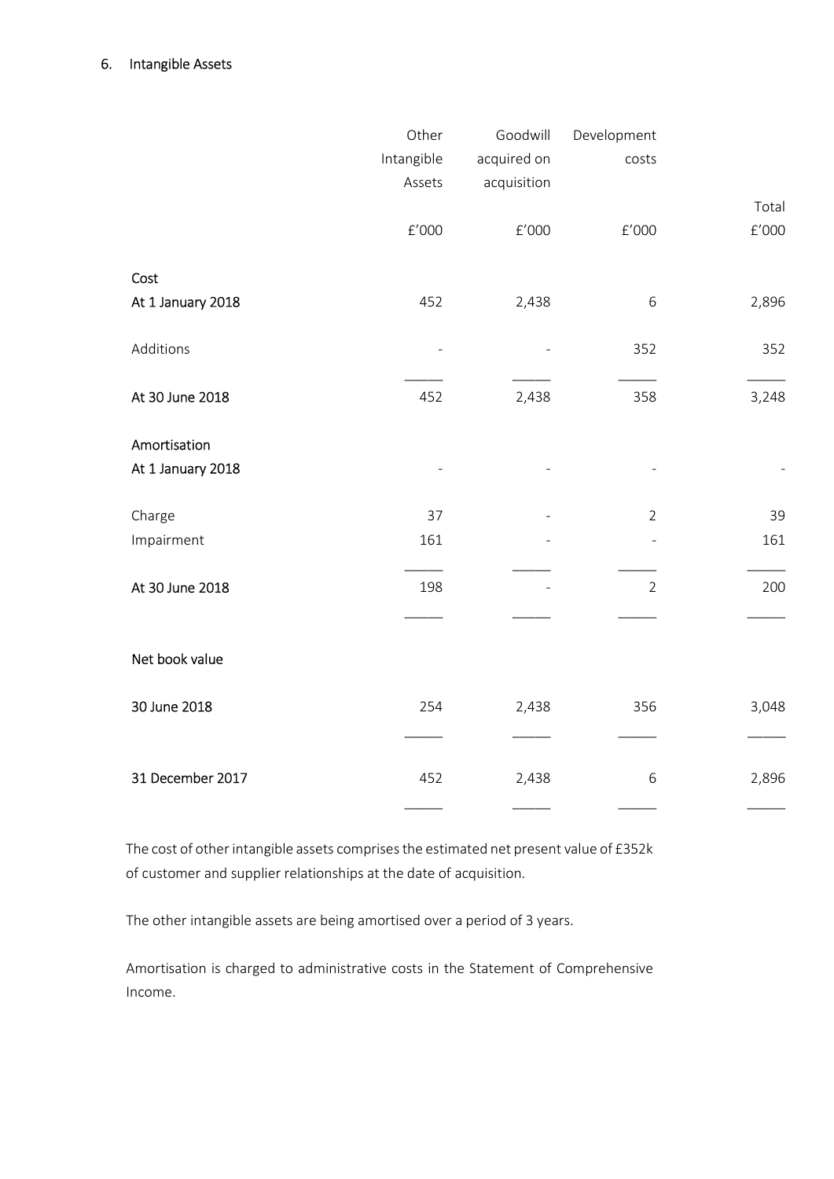## 6. Intangible Assets

| | Other Intangible Assets | Goodwill acquired on acquisition | Development costs | Total |
|---|---|---|---|---|
| | £'000 | £'000 | £'000 | £'000 |
| **Cost** | | | | |
| At 1 January 2018 | 452 | 2,438 | 6 | 2,896 |
| Additions | - | - | 352 | 352 |
| **At 30 June 2018** | 452 | 2,438 | 358 | 3,248 |
| **Amortisation** | | | | |
| At 1 January 2018 | - | - | - | - |
| Charge | 37 | - | 2 | 39 |
| Impairment | 161 | - | - | 161 |
| **At 30 June 2018** | 198 | - | 2 | 200 |
| **Net book value** | | | | |
| **30 June 2018** | 254 | 2,438 | 356 | 3,048 |
| **31 December 2017** | 452 | 2,438 | 6 | 2,896 |

The cost of other intangible assets comprises the estimated net present value of £352k of customer and supplier relationships at the date of acquisition.

The other intangible assets are being amortised over a period of 3 years.

Amortisation is charged to administrative costs in the Statement of Comprehensive Income.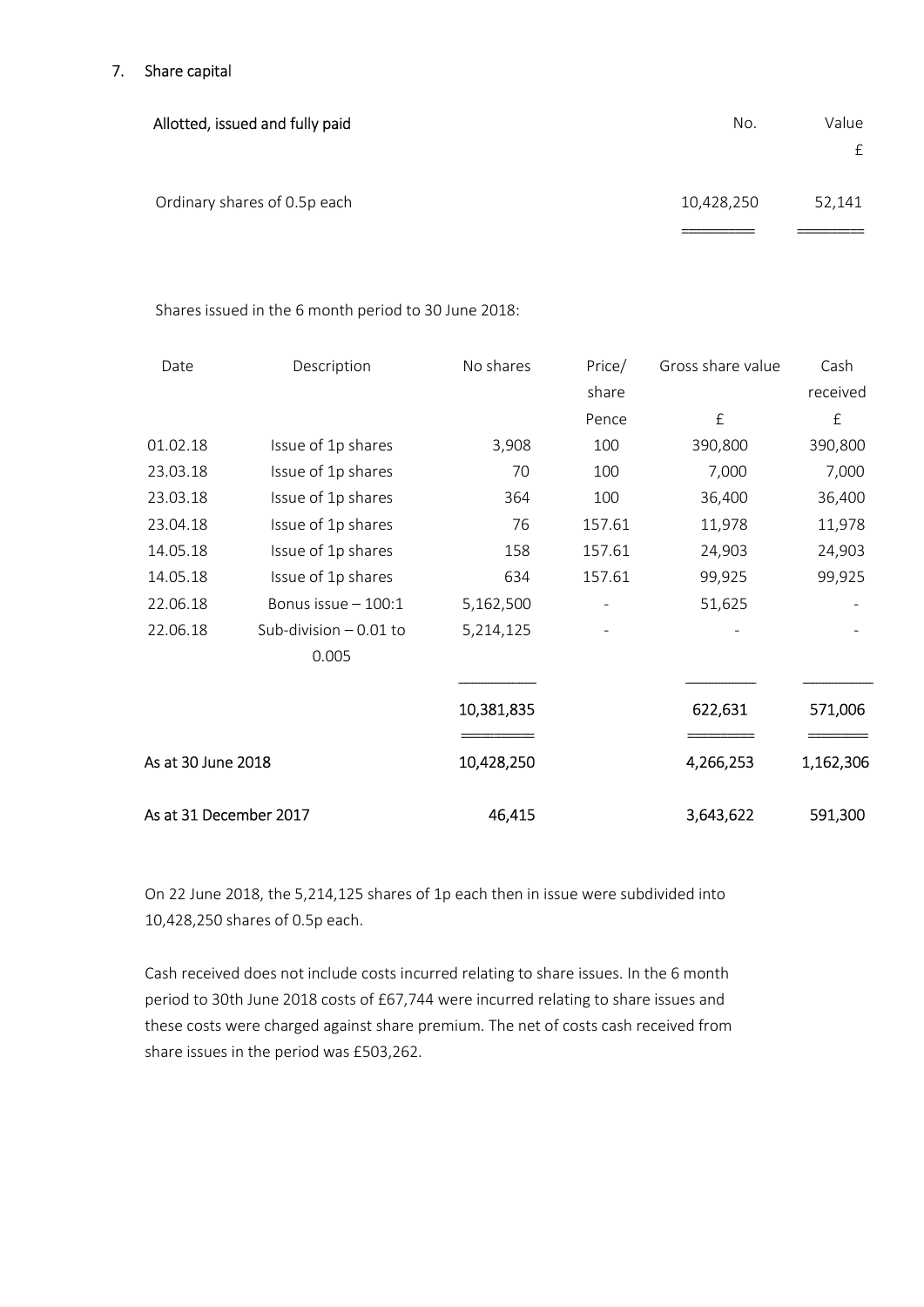## 7. Share capital

| Allotted, issued and fully paid | No. | Value £ |
|---|---|---|
| Ordinary shares of 0.5p each | 10,428,250 | 52,141 |

Shares issued in the 6 month period to 30 June 2018:

| Date | Description | No shares | Price/ share Pence | Gross share value £ | Cash received £ |
|---|---|---|---|---|---|
| 01.02.18 | Issue of 1p shares | 3,908 | 100 | 390,800 | 390,800 |
| 23.03.18 | Issue of 1p shares | 70 | 100 | 7,000 | 7,000 |
| 23.03.18 | Issue of 1p shares | 364 | 100 | 36,400 | 36,400 |
| 23.04.18 | Issue of 1p shares | 76 | 157.61 | 11,978 | 11,978 |
| 14.05.18 | Issue of 1p shares | 158 | 157.61 | 24,903 | 24,903 |
| 14.05.18 | Issue of 1p shares | 634 | 157.61 | 99,925 | 99,925 |
| 22.06.18 | Bonus issue – 100:1 | 5,162,500 | - | 51,625 | - |
| 22.06.18 | Sub-division – 0.01 to 0.005 | 5,214,125 | - | - | - |
| | | 10,381,835 | | 622,631 | 571,006 |
| As at 30 June 2018 | | 10,428,250 | | 4,266,253 | 1,162,306 |
| As at 31 December 2017 | | 46,415 | | 3,643,622 | 591,300 |

On 22 June 2018, the 5,214,125 shares of 1p each then in issue were subdivided into 10,428,250 shares of 0.5p each.

Cash received does not include costs incurred relating to share issues. In the 6 month period to 30th June 2018 costs of £67,744 were incurred relating to share issues and these costs were charged against share premium. The net of costs cash received from share issues in the period was £503,262.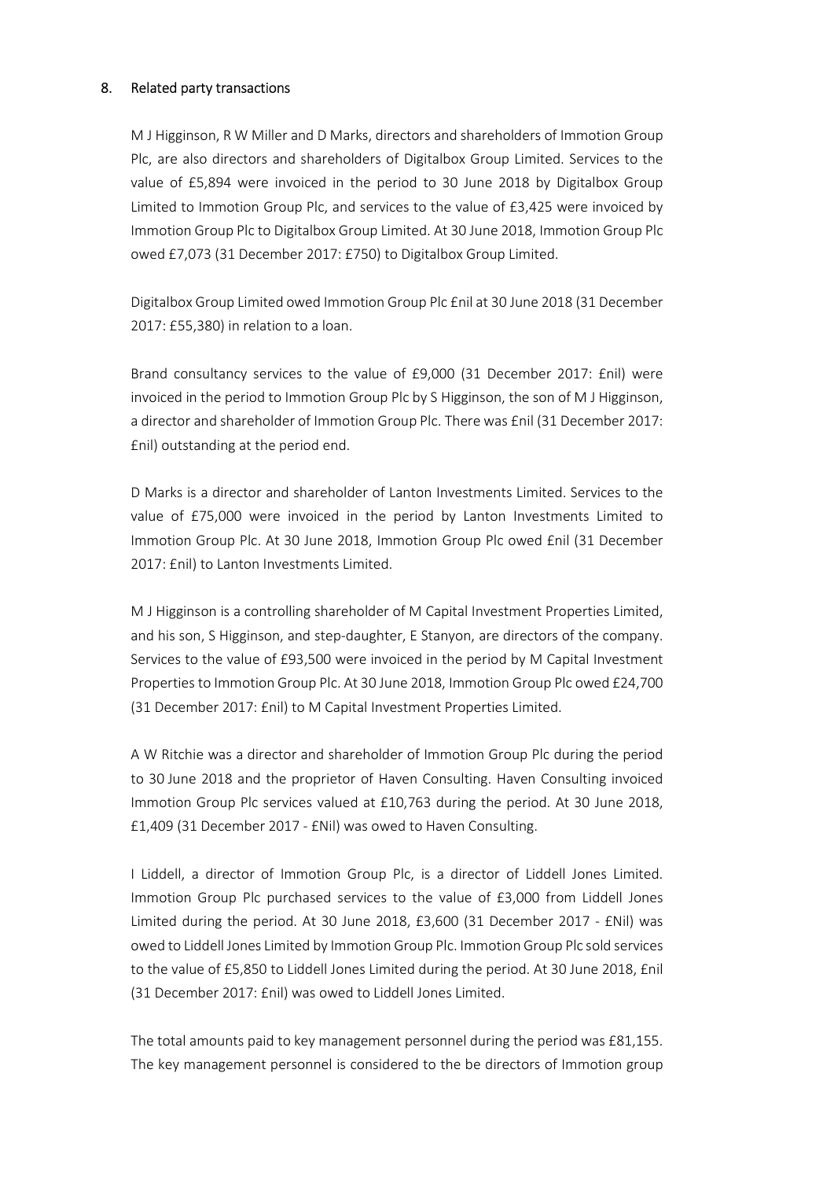## 8. Related party transactions

M J Higginson, R W Miller and D Marks, directors and shareholders of Immotion Group Plc, are also directors and shareholders of Digitalbox Group Limited. Services to the value of £5,894 were invoiced in the period to 30 June 2018 by Digitalbox Group Limited to Immotion Group Plc, and services to the value of £3,425 were invoiced by Immotion Group Plc to Digitalbox Group Limited. At 30 June 2018, Immotion Group Plc owed £7,073 (31 December 2017: £750) to Digitalbox Group Limited.

Digitalbox Group Limited owed Immotion Group Plc £nil at 30 June 2018 (31 December 2017: £55,380) in relation to a loan.

Brand consultancy services to the value of £9,000 (31 December 2017: £nil) were invoiced in the period to Immotion Group Plc by S Higginson, the son of M J Higginson, a director and shareholder of Immotion Group Plc. There was £nil (31 December 2017: £nil) outstanding at the period end.

D Marks is a director and shareholder of Lanton Investments Limited. Services to the value of £75,000 were invoiced in the period by Lanton Investments Limited to Immotion Group Plc. At 30 June 2018, Immotion Group Plc owed £nil (31 December 2017: £nil) to Lanton Investments Limited.

M J Higginson is a controlling shareholder of M Capital Investment Properties Limited, and his son, S Higginson, and step-daughter, E Stanyon, are directors of the company. Services to the value of £93,500 were invoiced in the period by M Capital Investment Properties to Immotion Group Plc. At 30 June 2018, Immotion Group Plc owed £24,700 (31 December 2017: £nil) to M Capital Investment Properties Limited.

A W Ritchie was a director and shareholder of Immotion Group Plc during the period to 30 June 2018 and the proprietor of Haven Consulting. Haven Consulting invoiced Immotion Group Plc services valued at £10,763 during the period. At 30 June 2018, £1,409 (31 December 2017 - £Nil) was owed to Haven Consulting.

I Liddell, a director of Immotion Group Plc, is a director of Liddell Jones Limited. Immotion Group Plc purchased services to the value of £3,000 from Liddell Jones Limited during the period. At 30 June 2018, £3,600 (31 December 2017 - £Nil) was owed to Liddell Jones Limited by Immotion Group Plc. Immotion Group Plc sold services to the value of £5,850 to Liddell Jones Limited during the period. At 30 June 2018, £nil (31 December 2017: £nil) was owed to Liddell Jones Limited.

The total amounts paid to key management personnel during the period was £81,155. The key management personnel is considered to the be directors of Immotion group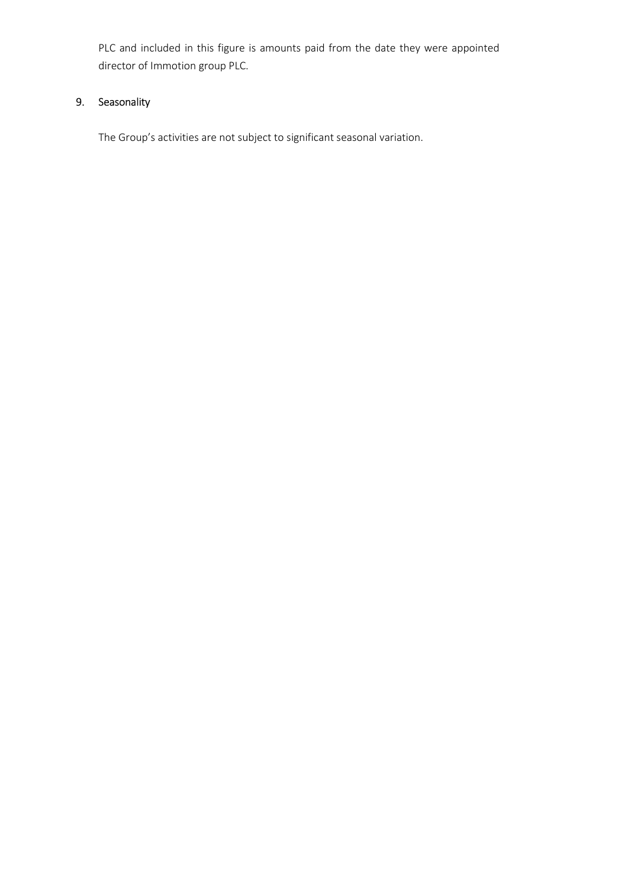PLC and included in this figure is amounts paid from the date they were appointed director of Immotion group PLC.

## 9. Seasonality

The Group's activities are not subject to significant seasonal variation.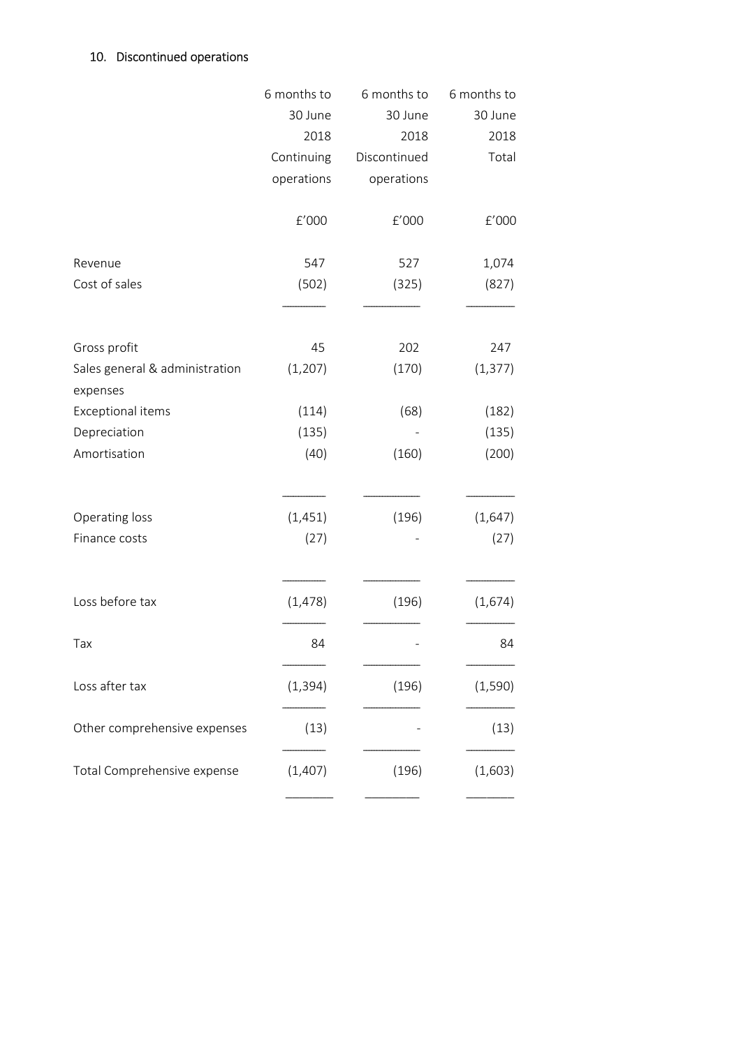## 10. Discontinued operations

| | 6 months to 30 June 2018 Continuing operations | 6 months to 30 June 2018 Discontinued operations | 6 months to 30 June 2018 Total |
|---|---|---|---|
| | £'000 | £'000 | £'000 |
| Revenue | 547 | 527 | 1,074 |
| Cost of sales | (502) | (325) | (827) |
| Gross profit | 45 | 202 | 247 |
| Sales general & administration expenses | (1,207) | (170) | (1,377) |
| Exceptional items | (114) | (68) | (182) |
| Depreciation | (135) | - | (135) |
| Amortisation | (40) | (160) | (200) |
| Operating loss | (1,451) | (196) | (1,647) |
| Finance costs | (27) | - | (27) |
| Loss before tax | (1,478) | (196) | (1,674) |
| Tax | 84 | - | 84 |
| Loss after tax | (1,394) | (196) | (1,590) |
| Other comprehensive expenses | (13) | - | (13) |
| Total Comprehensive expense | (1,407) | (196) | (1,603) |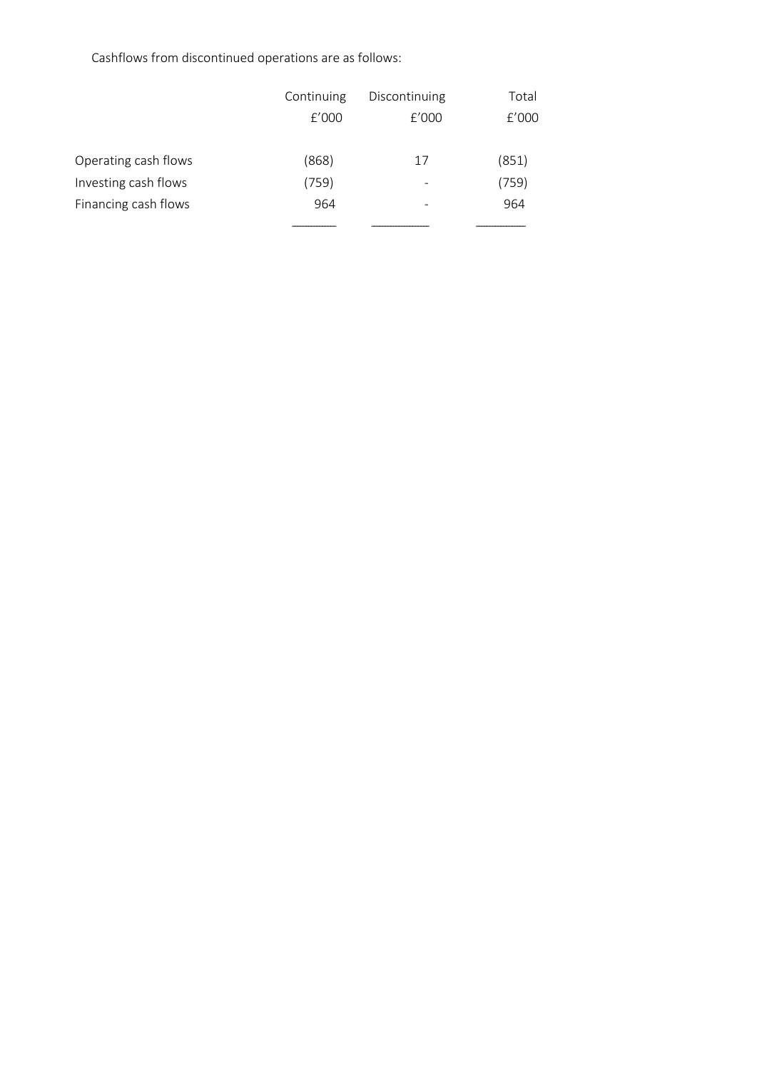Cashflows from discontinued operations are as follows:

| | Continuing | Discontinuing | Total |
|---|---|---|---|
| | £'000 | £'000 | £'000 |
| Operating cash flows | (868) | 17 | (851) |
| Investing cash flows | (759) | - | (759) |
| Financing cash flows | 964 | - | 964 |